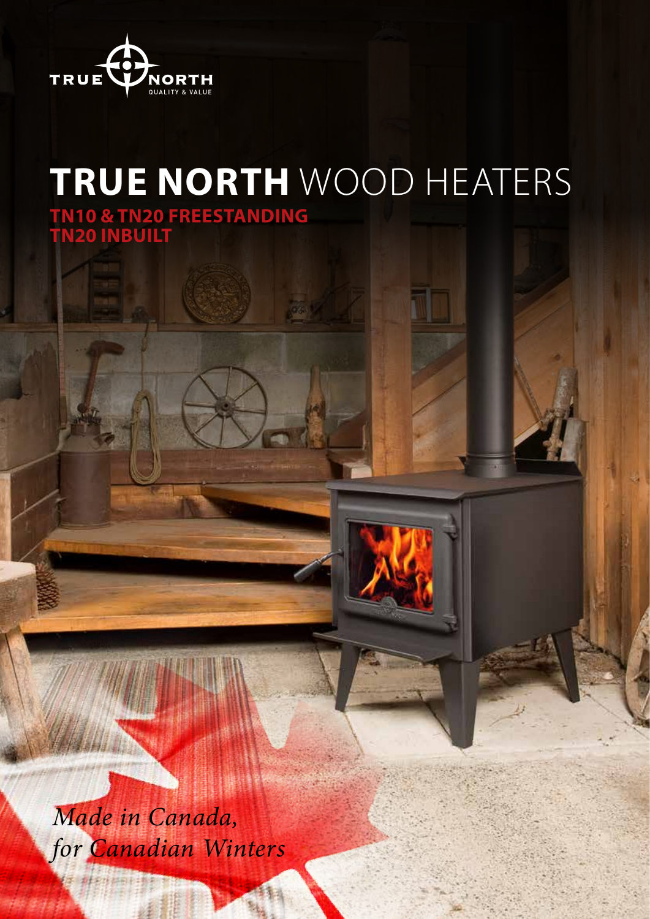TRUE NORTH
QUALITY & VALUE

# TRUE NORTH WOOD HEATERS

## TN10 & TN20 FREESTANDING
## TN20 INBUILT

*Made in Canada, for Canadian Winters*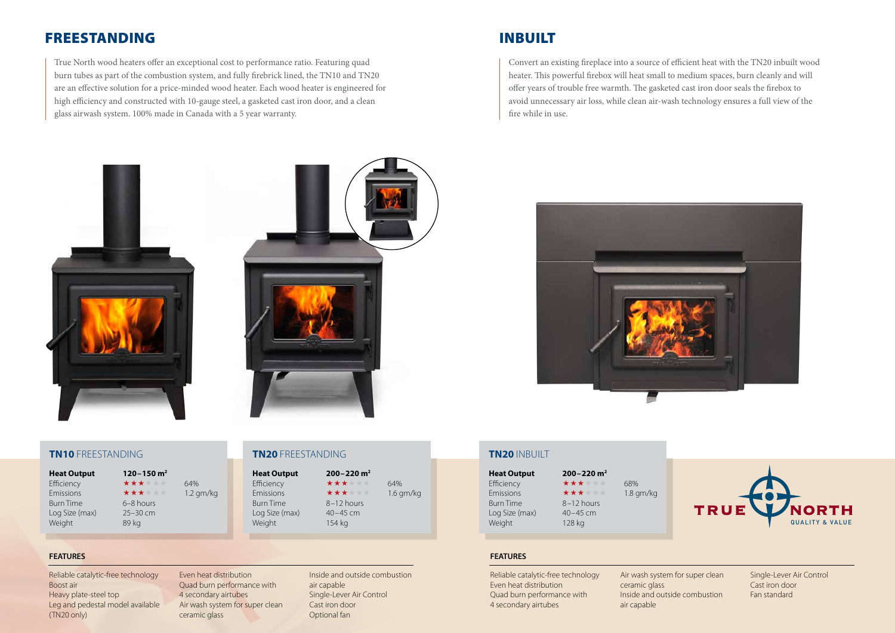## FREESTANDING

True North wood heaters offer an exceptional cost to performance ratio. Featuring quad burn tubes as part of the combustion system, and fully firebrick lined, the TN10 and TN20 are an effective solution for a price-minded wood heater. Each wood heater is engineered for high efficiency and constructed with 10-gauge steel, a gasketed cast iron door, and a clean glass airwash system. 100% made in Canada with a 5 year warranty.

### **TN10** FREESTANDING

| **Heat Output** | **120–150 m²** | |
|---|---|---|
| Efficiency | ★★★★★★ | 64% |
| Emissions | ★★★★★★ | 1.2 gm/kg |
| Burn Time | 6–8 hours | |
| Log Size (max) | 25–30 cm | |
| Weight | 89 kg | |

### **TN20** FREESTANDING

| **Heat Output** | **200–220 m²** | |
|---|---|---|
| Efficiency | ★★★★★★ | 64% |
| Emissions | ★★★★★★ | 1.6 gm/kg |
| Burn Time | 8–12 hours | |
| Log Size (max) | 40–45 cm | |
| Weight | 154 kg | |

#### FEATURES

- Reliable catalytic-free technology
- Boost air
- Heavy plate-steel top
- Leg and pedestal model available (TN20 only)
- Even heat distribution
- Quad burn performance with 4 secondary airtubes
- Air wash system for super clean ceramic glass
- Inside and outside combustion air capable
- Single-Lever Air Control
- Cast iron door
- Optional fan

## INBUILT

Convert an existing fireplace into a source of efficient heat with the TN20 inbuilt wood heater. This powerful firebox will heat small to medium spaces, burn cleanly and will offer years of trouble free warmth. The gasketed cast iron door seals the firebox to avoid unnecessary air loss, while clean air-wash technology ensures a full view of the fire while in use.

### **TN20** INBUILT

| **Heat Output** | **200–220 m²** | |
|---|---|---|
| Efficiency | ★★★★★★ | 68% |
| Emissions | ★★★★★★ | 1.8 gm/kg |
| Burn Time | 8–12 hours | |
| Log Size (max) | 40–45 cm | |
| Weight | 128 kg | |

TRUE NORTH
QUALITY & VALUE

#### FEATURES

- Reliable catalytic-free technology
- Even heat distribution
- Quad burn performance with 4 secondary airtubes
- Air wash system for super clean ceramic glass
- Inside and outside combustion air capable
- Single-Lever Air Control
- Cast iron door
- Fan standard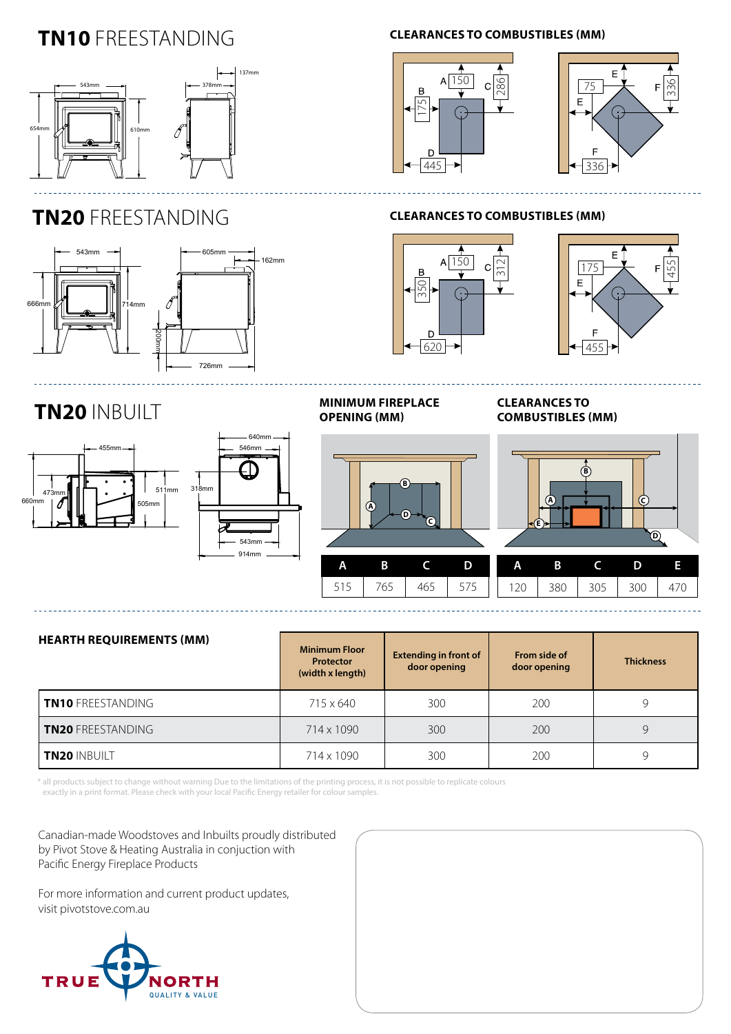## TN10 FREESTANDING

543mm
137mm
378mm
654mm
610mm

### CLEARANCES TO COMBUSTIBLES (MM)

A 150
B 175
C 286
D 445

E 75
F 336
F 336

## TN20 FREESTANDING

543mm
605mm
162mm
666mm
714mm
200mm
726mm

### CLEARANCES TO COMBUSTIBLES (MM)

A 150
B 350
C 312
D 620

E 175
F 455
F 455

## TN20 INBUILT

455mm
473mm
660mm
511mm
505mm
640mm
546mm
318mm
543mm
914mm

### MINIMUM FIREPLACE OPENING (MM)

| A | B | C | D |
|---|---|---|---|
| 515 | 765 | 465 | 575 |

### CLEARANCES TO COMBUSTIBLES (MM)

| A | B | C | D | E |
|---|---|---|---|---|
| 120 | 380 | 305 | 300 | 470 |

### HEARTH REQUIREMENTS (MM)

| | Minimum Floor Protector (width x length) | Extending in front of door opening | From side of door opening | Thickness |
|---|---|---|---|---|
| **TN10** FREESTANDING | 715 x 640 | 300 | 200 | 9 |
| **TN20** FREESTANDING | 714 x 1090 | 300 | 200 | 9 |
| **TN20** INBUILT | 714 x 1090 | 300 | 200 | 9 |

\* all products subject to change without warning Due to the limitations of the printing process, it is not possible to replicate colours exactly in a print format. Please check with your local Pacific Energy retailer for colour samples.

Canadian-made Woodstoves and Inbuilts proudly distributed by Pivot Stove & Heating Australia in conjuction with Pacific Energy Fireplace Products

For more information and current product updates, visit pivotstove.com.au

TRUE NORTH
QUALITY & VALUE